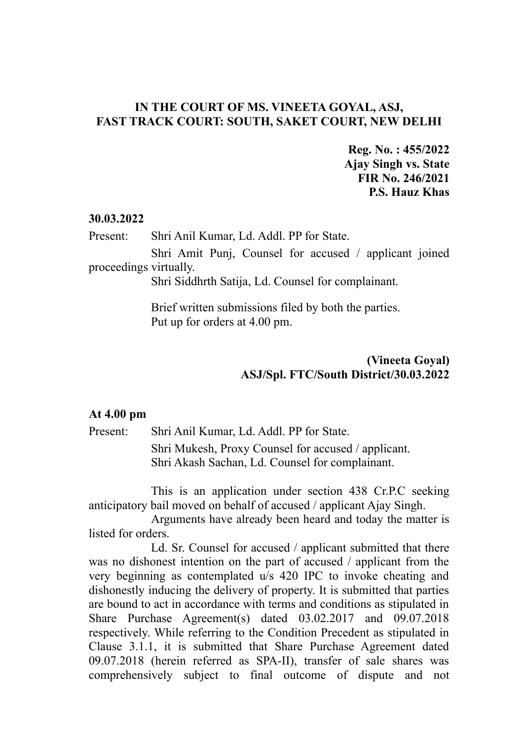**IN THE COURT OF MS. VINEETA GOYAL, ASJ,**
**FAST TRACK COURT: SOUTH, SAKET COURT, NEW DELHI**

**Reg. No. : 455/2022**
**Ajay Singh vs. State**
**FIR No. 246/2021**
**P.S. Hauz Khas**

**30.03.2022**

Present: Shri Anil Kumar, Ld. Addl. PP for State.

Shri Amit Punj, Counsel for accused / applicant joined proceedings virtually.

Shri Siddhrth Satija, Ld. Counsel for complainant.

Brief written submissions filed by both the parties.

Put up for orders at 4.00 pm.

**(Vineeta Goyal)**
**ASJ/Spl. FTC/South District/30.03.2022**

**At 4.00 pm**

Present: Shri Anil Kumar, Ld. Addl. PP for State.

Shri Mukesh, Proxy Counsel for accused / applicant.

Shri Akash Sachan, Ld. Counsel for complainant.

This is an application under section 438 Cr.P.C seeking anticipatory bail moved on behalf of accused / applicant Ajay Singh.

Arguments have already been heard and today the matter is listed for orders.

Ld. Sr. Counsel for accused / applicant submitted that there was no dishonest intention on the part of accused / applicant from the very beginning as contemplated u/s 420 IPC to invoke cheating and dishonestly inducing the delivery of property. It is submitted that parties are bound to act in accordance with terms and conditions as stipulated in Share Purchase Agreement(s) dated 03.02.2017 and 09.07.2018 respectively. While referring to the Condition Precedent as stipulated in Clause 3.1.1, it is submitted that Share Purchase Agreement dated 09.07.2018 (herein referred as SPA-II), transfer of sale shares was comprehensively subject to final outcome of dispute and not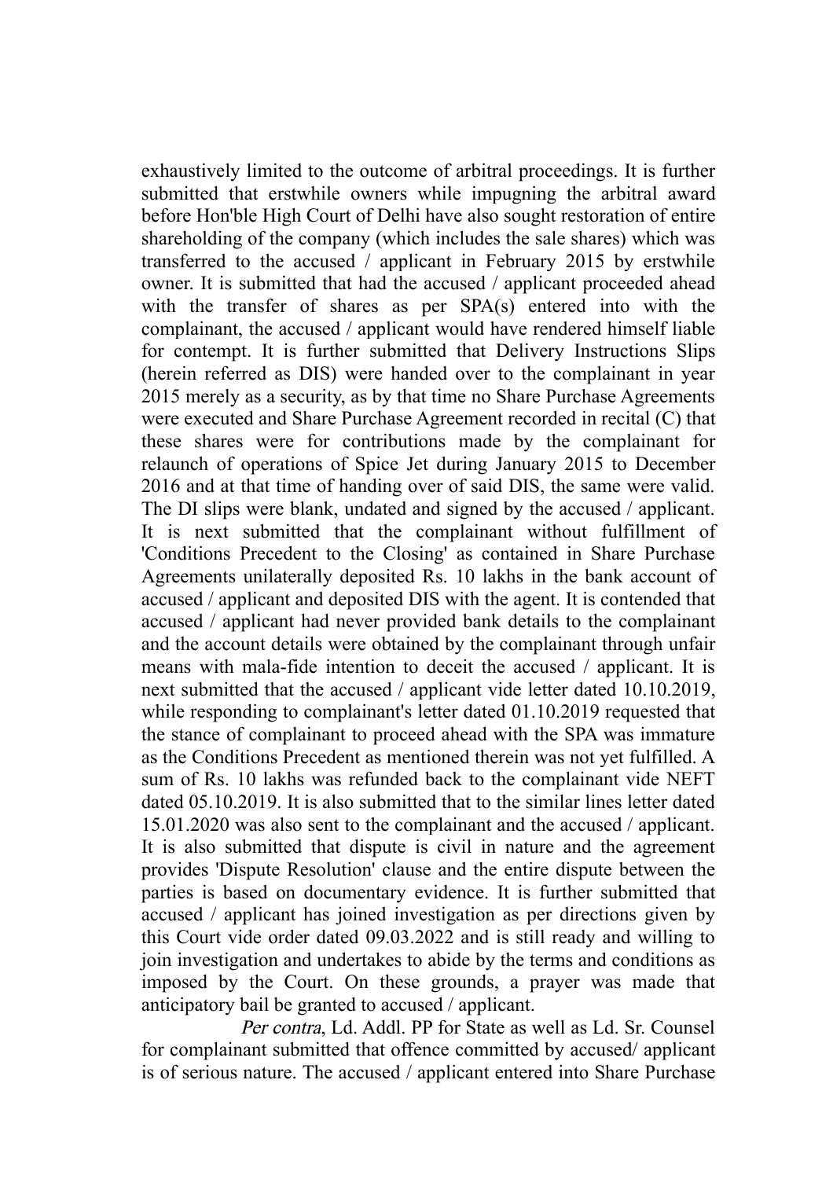exhaustively limited to the outcome of arbitral proceedings. It is further submitted that erstwhile owners while impugning the arbitral award before Hon'ble High Court of Delhi have also sought restoration of entire shareholding of the company (which includes the sale shares) which was transferred to the accused / applicant in February 2015 by erstwhile owner. It is submitted that had the accused / applicant proceeded ahead with the transfer of shares as per SPA(s) entered into with the complainant, the accused / applicant would have rendered himself liable for contempt. It is further submitted that Delivery Instructions Slips (herein referred as DIS) were handed over to the complainant in year 2015 merely as a security, as by that time no Share Purchase Agreements were executed and Share Purchase Agreement recorded in recital (C) that these shares were for contributions made by the complainant for relaunch of operations of Spice Jet during January 2015 to December 2016 and at that time of handing over of said DIS, the same were valid. The DI slips were blank, undated and signed by the accused / applicant. It is next submitted that the complainant without fulfillment of 'Conditions Precedent to the Closing' as contained in Share Purchase Agreements unilaterally deposited Rs. 10 lakhs in the bank account of accused / applicant and deposited DIS with the agent. It is contended that accused / applicant had never provided bank details to the complainant and the account details were obtained by the complainant through unfair means with mala-fide intention to deceit the accused / applicant. It is next submitted that the accused / applicant vide letter dated 10.10.2019, while responding to complainant's letter dated 01.10.2019 requested that the stance of complainant to proceed ahead with the SPA was immature as the Conditions Precedent as mentioned therein was not yet fulfilled. A sum of Rs. 10 lakhs was refunded back to the complainant vide NEFT dated 05.10.2019. It is also submitted that to the similar lines letter dated 15.01.2020 was also sent to the complainant and the accused / applicant. It is also submitted that dispute is civil in nature and the agreement provides 'Dispute Resolution' clause and the entire dispute between the parties is based on documentary evidence. It is further submitted that accused / applicant has joined investigation as per directions given by this Court vide order dated 09.03.2022 and is still ready and willing to join investigation and undertakes to abide by the terms and conditions as imposed by the Court. On these grounds, a prayer was made that anticipatory bail be granted to accused / applicant.

*Per contra*, Ld. Addl. PP for State as well as Ld. Sr. Counsel for complainant submitted that offence committed by accused/ applicant is of serious nature. The accused / applicant entered into Share Purchase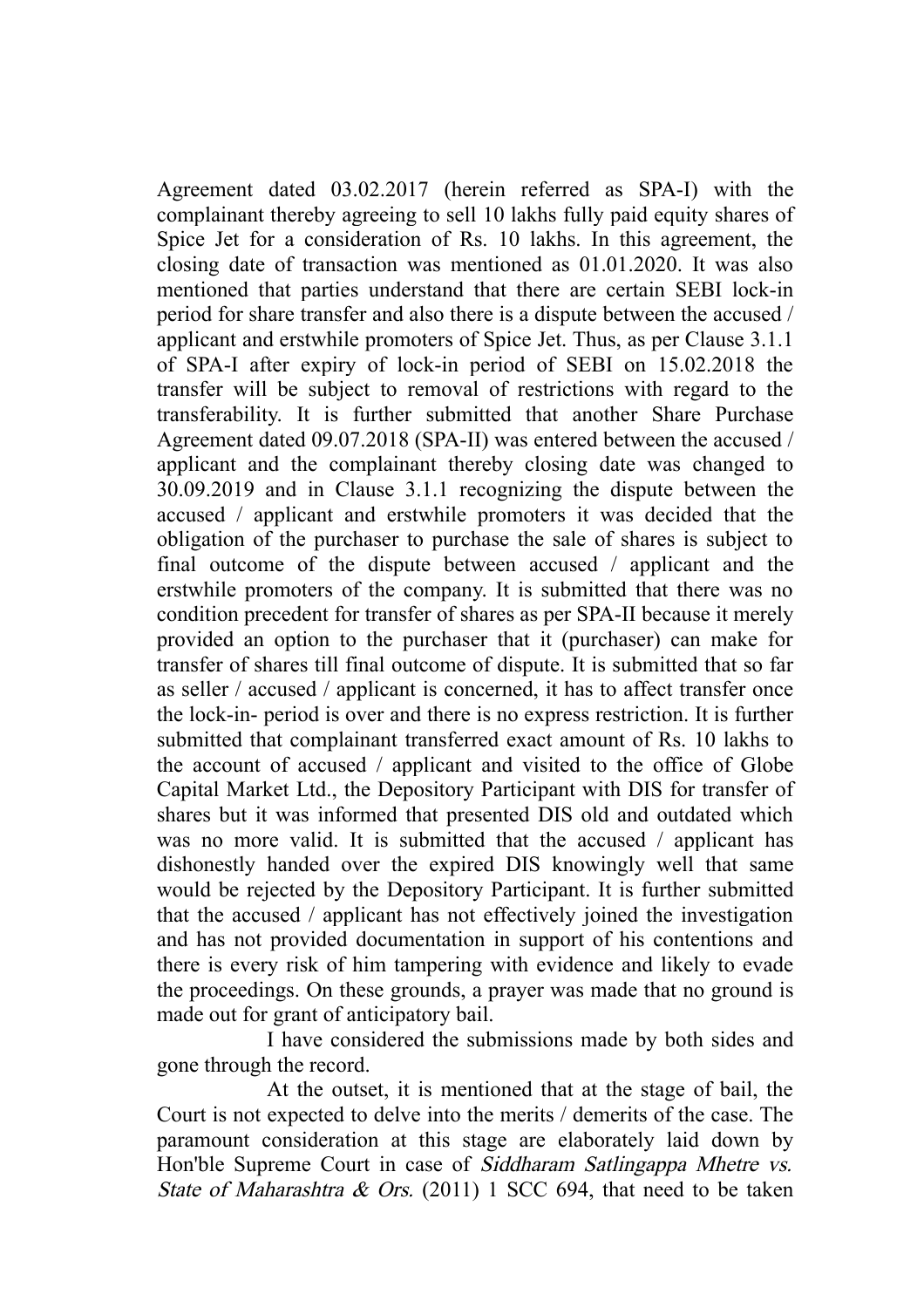Agreement dated 03.02.2017 (herein referred as SPA-I) with the complainant thereby agreeing to sell 10 lakhs fully paid equity shares of Spice Jet for a consideration of Rs. 10 lakhs. In this agreement, the closing date of transaction was mentioned as 01.01.2020. It was also mentioned that parties understand that there are certain SEBI lock-in period for share transfer and also there is a dispute between the accused / applicant and erstwhile promoters of Spice Jet. Thus, as per Clause 3.1.1 of SPA-I after expiry of lock-in period of SEBI on 15.02.2018 the transfer will be subject to removal of restrictions with regard to the transferability. It is further submitted that another Share Purchase Agreement dated 09.07.2018 (SPA-II) was entered between the accused / applicant and the complainant thereby closing date was changed to 30.09.2019 and in Clause 3.1.1 recognizing the dispute between the accused / applicant and erstwhile promoters it was decided that the obligation of the purchaser to purchase the sale of shares is subject to final outcome of the dispute between accused / applicant and the erstwhile promoters of the company. It is submitted that there was no condition precedent for transfer of shares as per SPA-II because it merely provided an option to the purchaser that it (purchaser) can make for transfer of shares till final outcome of dispute. It is submitted that so far as seller / accused / applicant is concerned, it has to affect transfer once the lock-in- period is over and there is no express restriction. It is further submitted that complainant transferred exact amount of Rs. 10 lakhs to the account of accused / applicant and visited to the office of Globe Capital Market Ltd., the Depository Participant with DIS for transfer of shares but it was informed that presented DIS old and outdated which was no more valid. It is submitted that the accused / applicant has dishonestly handed over the expired DIS knowingly well that same would be rejected by the Depository Participant. It is further submitted that the accused / applicant has not effectively joined the investigation and has not provided documentation in support of his contentions and there is every risk of him tampering with evidence and likely to evade the proceedings. On these grounds, a prayer was made that no ground is made out for grant of anticipatory bail.

I have considered the submissions made by both sides and gone through the record.

At the outset, it is mentioned that at the stage of bail, the Court is not expected to delve into the merits / demerits of the case. The paramount consideration at this stage are elaborately laid down by Hon'ble Supreme Court in case of *Siddharam Satlingappa Mhetre vs. State of Maharashtra & Ors.* (2011) 1 SCC 694, that need to be taken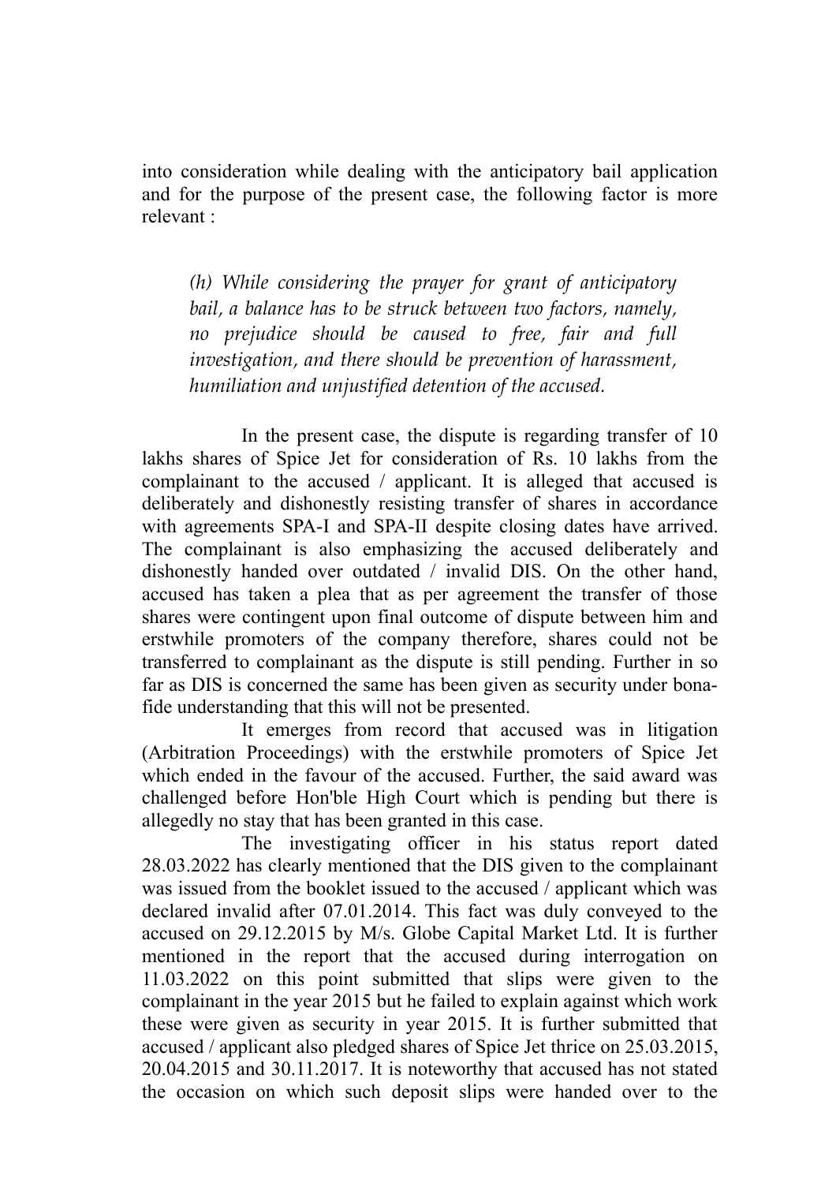into consideration while dealing with the anticipatory bail application and for the purpose of the present case, the following factor is more relevant :

> *(h) While considering the prayer for grant of anticipatory bail, a balance has to be struck between two factors, namely, no prejudice should be caused to free, fair and full investigation, and there should be prevention of harassment, humiliation and unjustified detention of the accused.*

In the present case, the dispute is regarding transfer of 10 lakhs shares of Spice Jet for consideration of Rs. 10 lakhs from the complainant to the accused / applicant. It is alleged that accused is deliberately and dishonestly resisting transfer of shares in accordance with agreements SPA-I and SPA-II despite closing dates have arrived. The complainant is also emphasizing the accused deliberately and dishonestly handed over outdated / invalid DIS. On the other hand, accused has taken a plea that as per agreement the transfer of those shares were contingent upon final outcome of dispute between him and erstwhile promoters of the company therefore, shares could not be transferred to complainant as the dispute is still pending. Further in so far as DIS is concerned the same has been given as security under bona-fide understanding that this will not be presented.

It emerges from record that accused was in litigation (Arbitration Proceedings) with the erstwhile promoters of Spice Jet which ended in the favour of the accused. Further, the said award was challenged before Hon'ble High Court which is pending but there is allegedly no stay that has been granted in this case.

The investigating officer in his status report dated 28.03.2022 has clearly mentioned that the DIS given to the complainant was issued from the booklet issued to the accused / applicant which was declared invalid after 07.01.2014. This fact was duly conveyed to the accused on 29.12.2015 by M/s. Globe Capital Market Ltd. It is further mentioned in the report that the accused during interrogation on 11.03.2022 on this point submitted that slips were given to the complainant in the year 2015 but he failed to explain against which work these were given as security in year 2015. It is further submitted that accused / applicant also pledged shares of Spice Jet thrice on 25.03.2015, 20.04.2015 and 30.11.2017. It is noteworthy that accused has not stated the occasion on which such deposit slips were handed over to the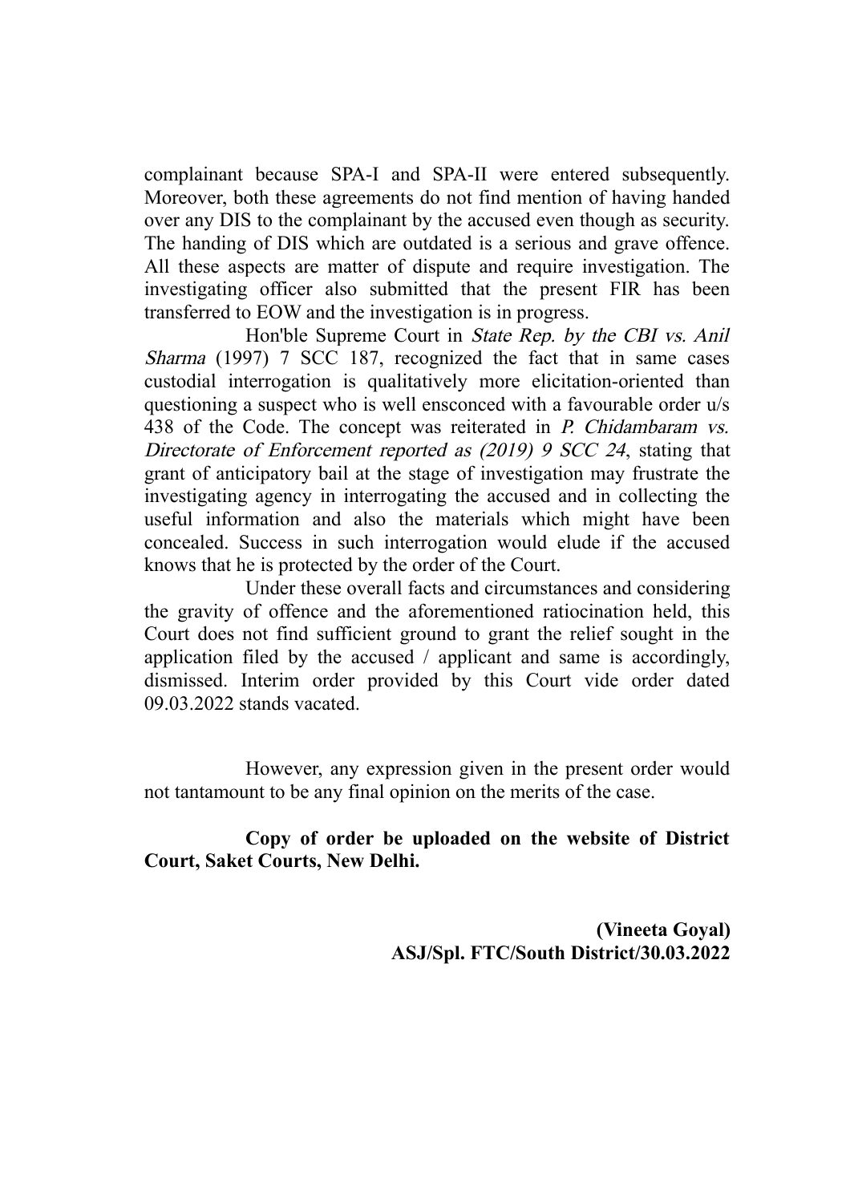complainant because SPA-I and SPA-II were entered subsequently. Moreover, both these agreements do not find mention of having handed over any DIS to the complainant by the accused even though as security. The handing of DIS which are outdated is a serious and grave offence. All these aspects are matter of dispute and require investigation. The investigating officer also submitted that the present FIR has been transferred to EOW and the investigation is in progress.

Hon'ble Supreme Court in *State Rep. by the CBI vs. Anil Sharma* (1997) 7 SCC 187, recognized the fact that in same cases custodial interrogation is qualitatively more elicitation-oriented than questioning a suspect who is well ensconced with a favourable order u/s 438 of the Code. The concept was reiterated in *P. Chidambaram vs. Directorate of Enforcement reported as (2019) 9 SCC 24*, stating that grant of anticipatory bail at the stage of investigation may frustrate the investigating agency in interrogating the accused and in collecting the useful information and also the materials which might have been concealed. Success in such interrogation would elude if the accused knows that he is protected by the order of the Court.

Under these overall facts and circumstances and considering the gravity of offence and the aforementioned ratiocination held, this Court does not find sufficient ground to grant the relief sought in the application filed by the accused / applicant and same is accordingly, dismissed. Interim order provided by this Court vide order dated 09.03.2022 stands vacated.

However, any expression given in the present order would not tantamount to be any final opinion on the merits of the case.

**Copy of order be uploaded on the website of District Court, Saket Courts, New Delhi.**

**(Vineeta Goyal)**
**ASJ/Spl. FTC/South District/30.03.2022**